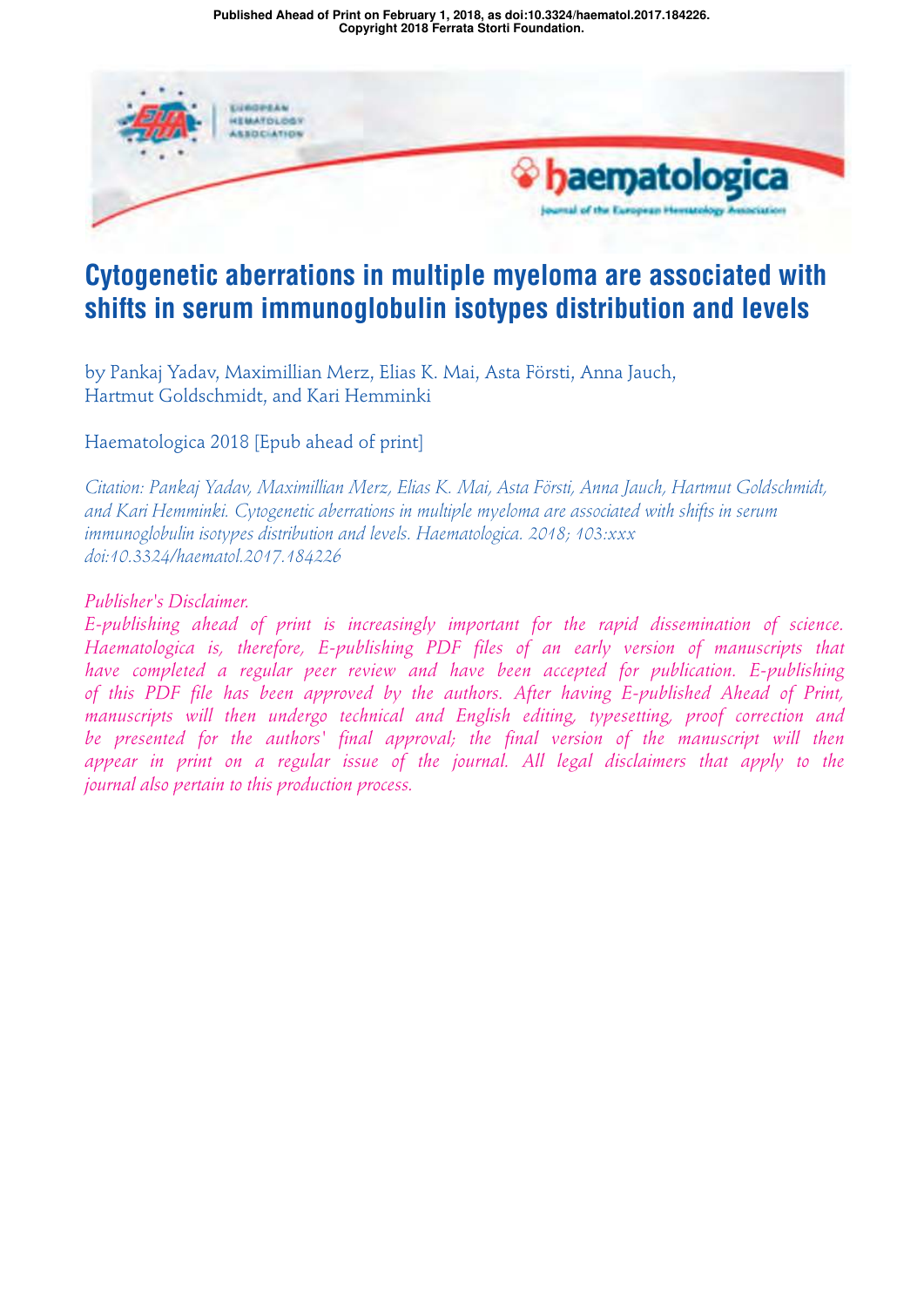Published Ahead of Print on February 1, 2018, as doi:10.3324/haematol.2017.184226.
Copyright 2018 Ferrata Storti Foundation.

# Cytogenetic aberrations in multiple myeloma are associated with shifts in serum immunoglobulin isotypes distribution and levels

by Pankaj Yadav, Maximillian Merz, Elias K. Mai, Asta Försti, Anna Jauch, Hartmut Goldschmidt, and Kari Hemminki

Haematologica 2018 [Epub ahead of print]

*Citation: Pankaj Yadav, Maximillian Merz, Elias K. Mai, Asta Försti, Anna Jauch, Hartmut Goldschmidt, and Kari Hemminki. Cytogenetic aberrations in multiple myeloma are associated with shifts in serum immunoglobulin isotypes distribution and levels. Haematologica. 2018; 103:xxx doi:10.3324/haematol.2017.184226*

*Publisher's Disclaimer.*
*E-publishing ahead of print is increasingly important for the rapid dissemination of science. Haematologica is, therefore, E-publishing PDF files of an early version of manuscripts that have completed a regular peer review and have been accepted for publication. E-publishing of this PDF file has been approved by the authors. After having E-published Ahead of Print, manuscripts will then undergo technical and English editing, typesetting, proof correction and be presented for the authors' final approval; the final version of the manuscript will then appear in print on a regular issue of the journal. All legal disclaimers that apply to the journal also pertain to this production process.*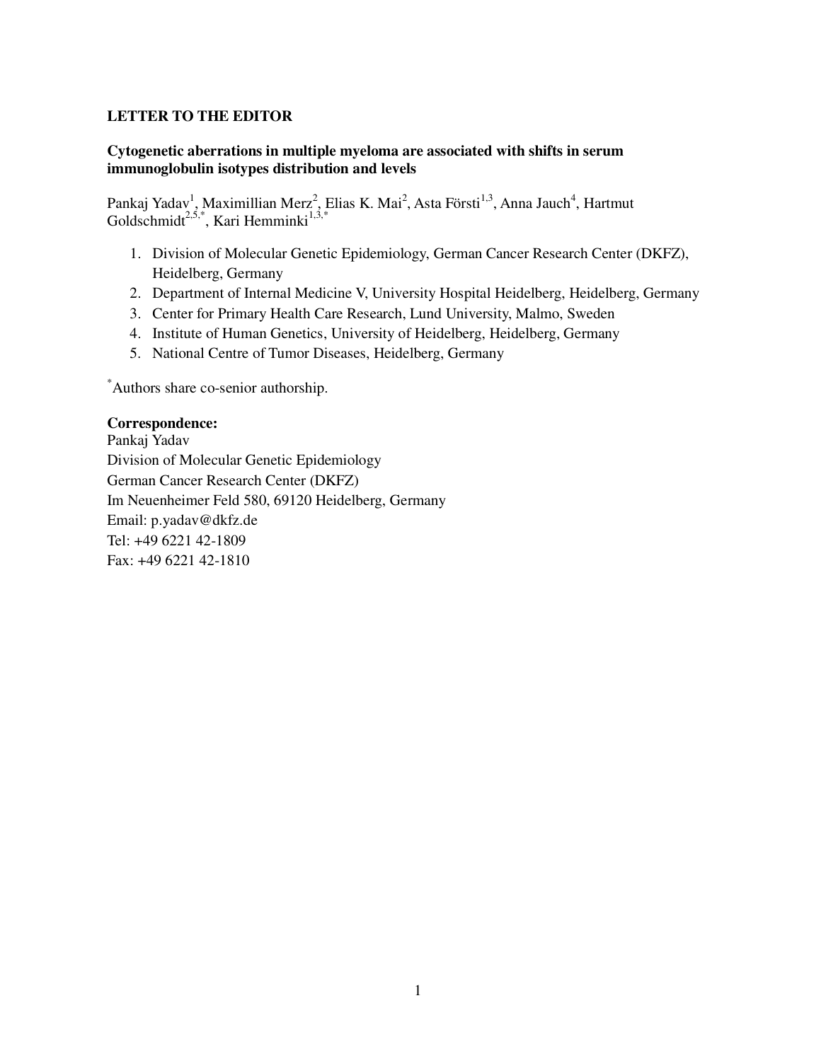**LETTER TO THE EDITOR**

**Cytogenetic aberrations in multiple myeloma are associated with shifts in serum immunoglobulin isotypes distribution and levels**

Pankaj Yadav[1], Maximillian Merz[2], Elias K. Mai[2], Asta Försti[1,3], Anna Jauch[4], Hartmut Goldschmidt[2,5,*], Kari Hemminki[1,3,*]

1. Division of Molecular Genetic Epidemiology, German Cancer Research Center (DKFZ), Heidelberg, Germany
2. Department of Internal Medicine V, University Hospital Heidelberg, Heidelberg, Germany
3. Center for Primary Health Care Research, Lund University, Malmo, Sweden
4. Institute of Human Genetics, University of Heidelberg, Heidelberg, Germany
5. National Centre of Tumor Diseases, Heidelberg, Germany

[*]Authors share co-senior authorship.

**Correspondence:**
Pankaj Yadav
Division of Molecular Genetic Epidemiology
German Cancer Research Center (DKFZ)
Im Neuenheimer Feld 580, 69120 Heidelberg, Germany
Email: p.yadav@dkfz.de
Tel: +49 6221 42-1809
Fax: +49 6221 42-1810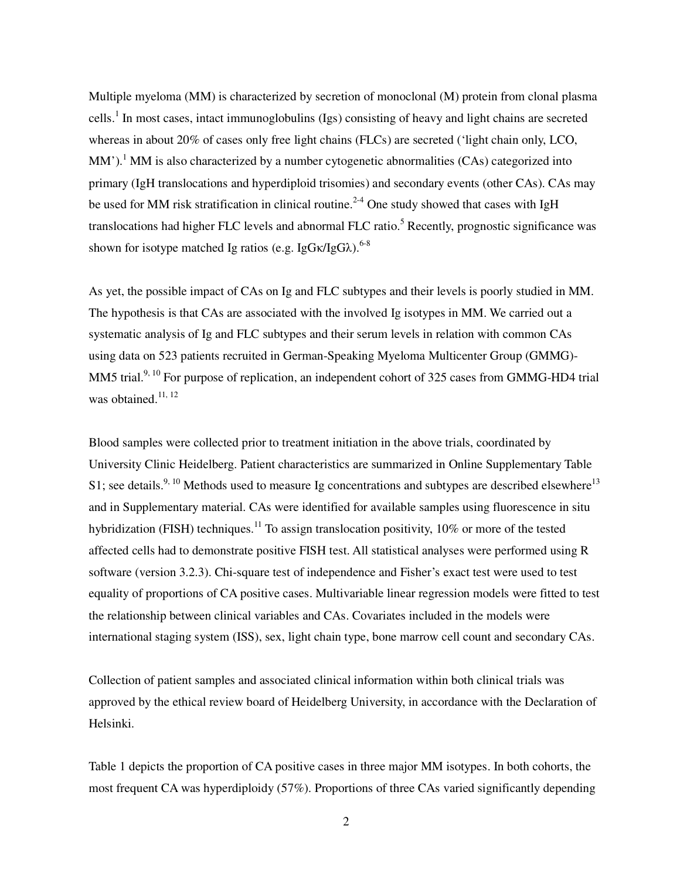Multiple myeloma (MM) is characterized by secretion of monoclonal (M) protein from clonal plasma cells.[1] In most cases, intact immunoglobulins (Igs) consisting of heavy and light chains are secreted whereas in about 20% of cases only free light chains (FLCs) are secreted ('light chain only, LCO, MM').[1] MM is also characterized by a number cytogenetic abnormalities (CAs) categorized into primary (IgH translocations and hyperdiploid trisomies) and secondary events (other CAs). CAs may be used for MM risk stratification in clinical routine.[2-4] One study showed that cases with IgH translocations had higher FLC levels and abnormal FLC ratio.[5] Recently, prognostic significance was shown for isotype matched Ig ratios (e.g. IgGκ/IgGλ).[6-8]

As yet, the possible impact of CAs on Ig and FLC subtypes and their levels is poorly studied in MM. The hypothesis is that CAs are associated with the involved Ig isotypes in MM. We carried out a systematic analysis of Ig and FLC subtypes and their serum levels in relation with common CAs using data on 523 patients recruited in German-Speaking Myeloma Multicenter Group (GMMG)-MM5 trial.[9, 10] For purpose of replication, an independent cohort of 325 cases from GMMG-HD4 trial was obtained.[11, 12]

Blood samples were collected prior to treatment initiation in the above trials, coordinated by University Clinic Heidelberg. Patient characteristics are summarized in Online Supplementary Table S1; see details.[9, 10] Methods used to measure Ig concentrations and subtypes are described elsewhere[13] and in Supplementary material. CAs were identified for available samples using fluorescence in situ hybridization (FISH) techniques.[11] To assign translocation positivity, 10% or more of the tested affected cells had to demonstrate positive FISH test. All statistical analyses were performed using R software (version 3.2.3). Chi-square test of independence and Fisher's exact test were used to test equality of proportions of CA positive cases. Multivariable linear regression models were fitted to test the relationship between clinical variables and CAs. Covariates included in the models were international staging system (ISS), sex, light chain type, bone marrow cell count and secondary CAs.

Collection of patient samples and associated clinical information within both clinical trials was approved by the ethical review board of Heidelberg University, in accordance with the Declaration of Helsinki.

Table 1 depicts the proportion of CA positive cases in three major MM isotypes. In both cohorts, the most frequent CA was hyperdiploidy (57%). Proportions of three CAs varied significantly depending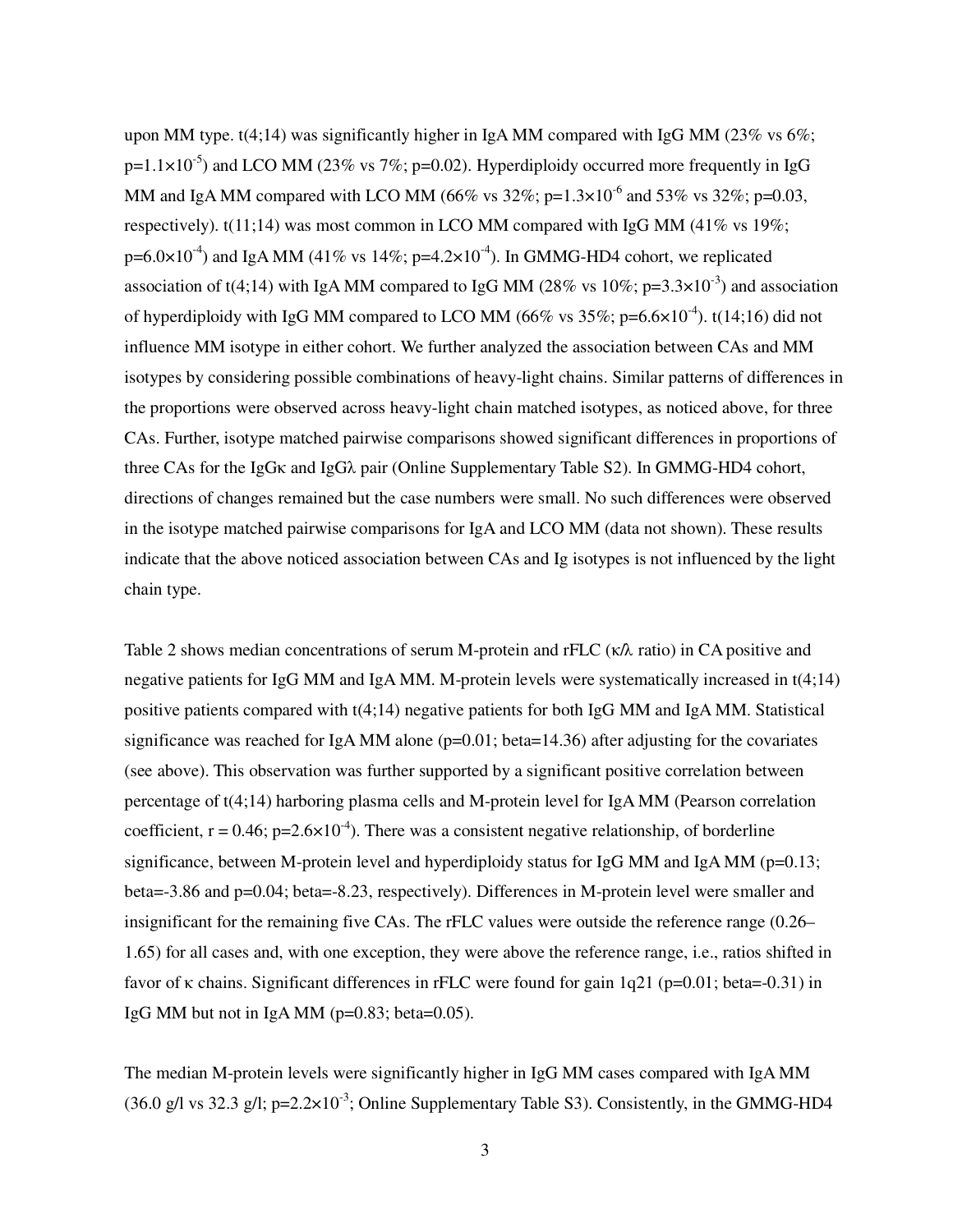upon MM type. t(4;14) was significantly higher in IgA MM compared with IgG MM (23% vs 6%; $p=1.1\times10^{-5}$) and LCO MM (23% vs 7%; p=0.02). Hyperdiploidy occurred more frequently in IgG MM and IgA MM compared with LCO MM (66% vs 32%; $p=1.3\times10^{-6}$ and 53% vs 32%; p=0.03, respectively). t(11;14) was most common in LCO MM compared with IgG MM (41% vs 19%; $p=6.0\times10^{-4}$) and IgA MM (41% vs 14%; $p=4.2\times10^{-4}$). In GMMG-HD4 cohort, we replicated association of t(4;14) with IgA MM compared to IgG MM (28% vs 10%; $p=3.3\times10^{-3}$) and association of hyperdiploidy with IgG MM compared to LCO MM (66% vs 35%; $p=6.6\times10^{-4}$). t(14;16) did not influence MM isotype in either cohort. We further analyzed the association between CAs and MM isotypes by considering possible combinations of heavy-light chains. Similar patterns of differences in the proportions were observed across heavy-light chain matched isotypes, as noticed above, for three CAs. Further, isotype matched pairwise comparisons showed significant differences in proportions of three CAs for the IgGκ and IgGλ pair (Online Supplementary Table S2). In GMMG-HD4 cohort, directions of changes remained but the case numbers were small. No such differences were observed in the isotype matched pairwise comparisons for IgA and LCO MM (data not shown). These results indicate that the above noticed association between CAs and Ig isotypes is not influenced by the light chain type.

Table 2 shows median concentrations of serum M-protein and rFLC (κ/λ ratio) in CA positive and negative patients for IgG MM and IgA MM. M-protein levels were systematically increased in t(4;14) positive patients compared with t(4;14) negative patients for both IgG MM and IgA MM. Statistical significance was reached for IgA MM alone (p=0.01; beta=14.36) after adjusting for the covariates (see above). This observation was further supported by a significant positive correlation between percentage of t(4;14) harboring plasma cells and M-protein level for IgA MM (Pearson correlation coefficient, r = 0.46; $p=2.6\times10^{-4}$). There was a consistent negative relationship, of borderline significance, between M-protein level and hyperdiploidy status for IgG MM and IgA MM (p=0.13; beta=-3.86 and p=0.04; beta=-8.23, respectively). Differences in M-protein level were smaller and insignificant for the remaining five CAs. The rFLC values were outside the reference range (0.26–1.65) for all cases and, with one exception, they were above the reference range, i.e., ratios shifted in favor of κ chains. Significant differences in rFLC were found for gain 1q21 (p=0.01; beta=-0.31) in IgG MM but not in IgA MM (p=0.83; beta=0.05).

The median M-protein levels were significantly higher in IgG MM cases compared with IgA MM (36.0 g/l vs 32.3 g/l; $p=2.2\times10^{-3}$; Online Supplementary Table S3). Consistently, in the GMMG-HD4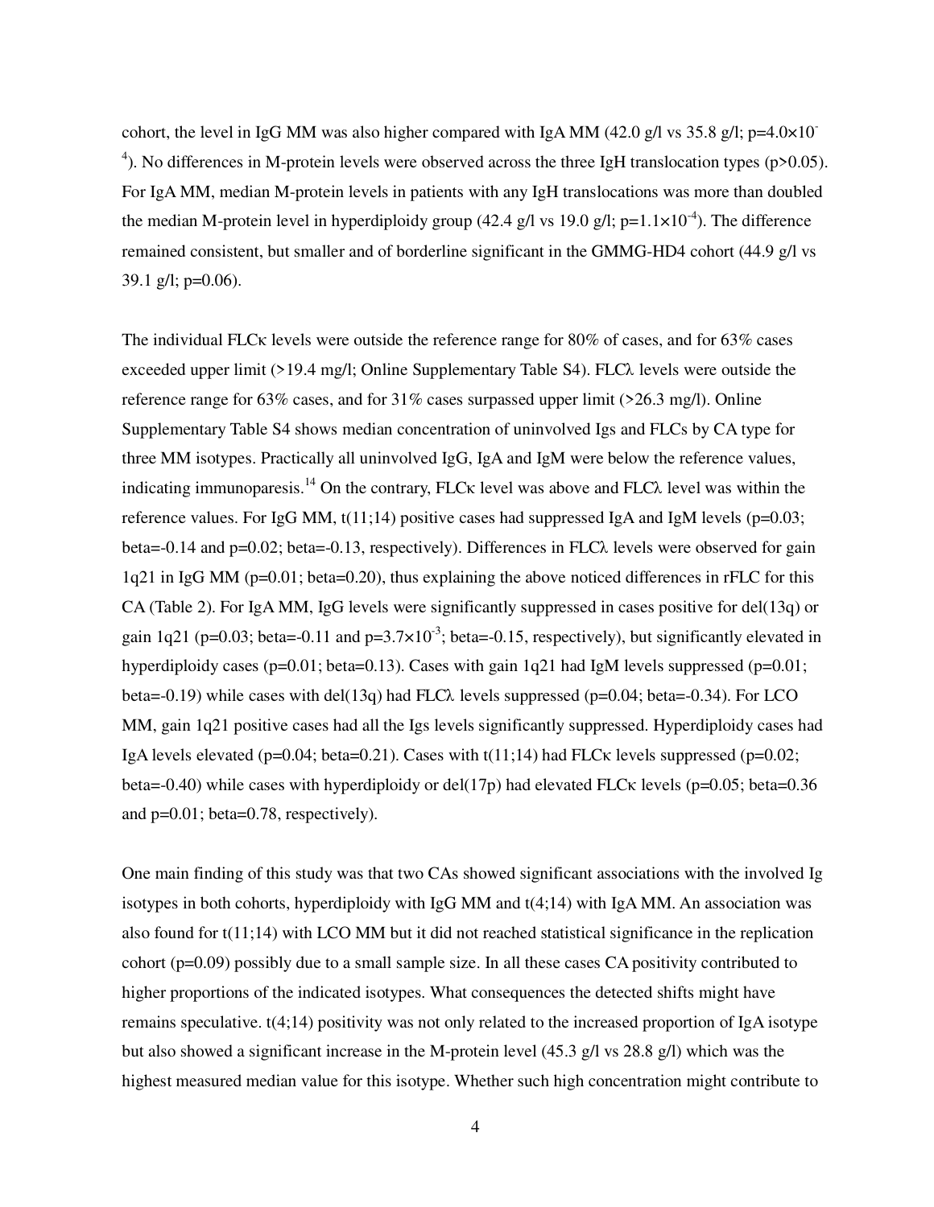cohort, the level in IgG MM was also higher compared with IgA MM (42.0 g/l vs 35.8 g/l; $p=4.0\times10^{-4}$). No differences in M-protein levels were observed across the three IgH translocation types ($p>0.05$). For IgA MM, median M-protein levels in patients with any IgH translocations was more than doubled the median M-protein level in hyperdiploidy group (42.4 g/l vs 19.0 g/l; $p=1.1\times10^{-4}$). The difference remained consistent, but smaller and of borderline significant in the GMMG-HD4 cohort (44.9 g/l vs 39.1 g/l; $p=0.06$).

The individual FLCκ levels were outside the reference range for 80% of cases, and for 63% cases exceeded upper limit (>19.4 mg/l; Online Supplementary Table S4). FLCλ levels were outside the reference range for 63% cases, and for 31% cases surpassed upper limit (>26.3 mg/l). Online Supplementary Table S4 shows median concentration of uninvolved Igs and FLCs by CA type for three MM isotypes. Practically all uninvolved IgG, IgA and IgM were below the reference values, indicating immunoparesis.[14] On the contrary, FLCκ level was above and FLCλ level was within the reference values. For IgG MM, t(11;14) positive cases had suppressed IgA and IgM levels ($p=0.03$; beta=-0.14 and $p=0.02$; beta=-0.13, respectively). Differences in FLCλ levels were observed for gain 1q21 in IgG MM ($p=0.01$; beta=0.20), thus explaining the above noticed differences in rFLC for this CA (Table 2). For IgA MM, IgG levels were significantly suppressed in cases positive for del(13q) or gain 1q21 ($p=0.03$; beta=-0.11 and $p=3.7\times10^{-3}$; beta=-0.15, respectively), but significantly elevated in hyperdiploidy cases ($p=0.01$; beta=0.13). Cases with gain 1q21 had IgM levels suppressed ($p=0.01$; beta=-0.19) while cases with del(13q) had FLCλ levels suppressed ($p=0.04$; beta=-0.34). For LCO MM, gain 1q21 positive cases had all the Igs levels significantly suppressed. Hyperdiploidy cases had IgA levels elevated ($p=0.04$; beta=0.21). Cases with t(11;14) had FLCκ levels suppressed ($p=0.02$; beta=-0.40) while cases with hyperdiploidy or del(17p) had elevated FLCκ levels ($p=0.05$; beta=0.36 and $p=0.01$; beta=0.78, respectively).

One main finding of this study was that two CAs showed significant associations with the involved Ig isotypes in both cohorts, hyperdiploidy with IgG MM and t(4;14) with IgA MM. An association was also found for t(11;14) with LCO MM but it did not reached statistical significance in the replication cohort ($p=0.09$) possibly due to a small sample size. In all these cases CA positivity contributed to higher proportions of the indicated isotypes. What consequences the detected shifts might have remains speculative. t(4;14) positivity was not only related to the increased proportion of IgA isotype but also showed a significant increase in the M-protein level (45.3 g/l vs 28.8 g/l) which was the highest measured median value for this isotype. Whether such high concentration might contribute to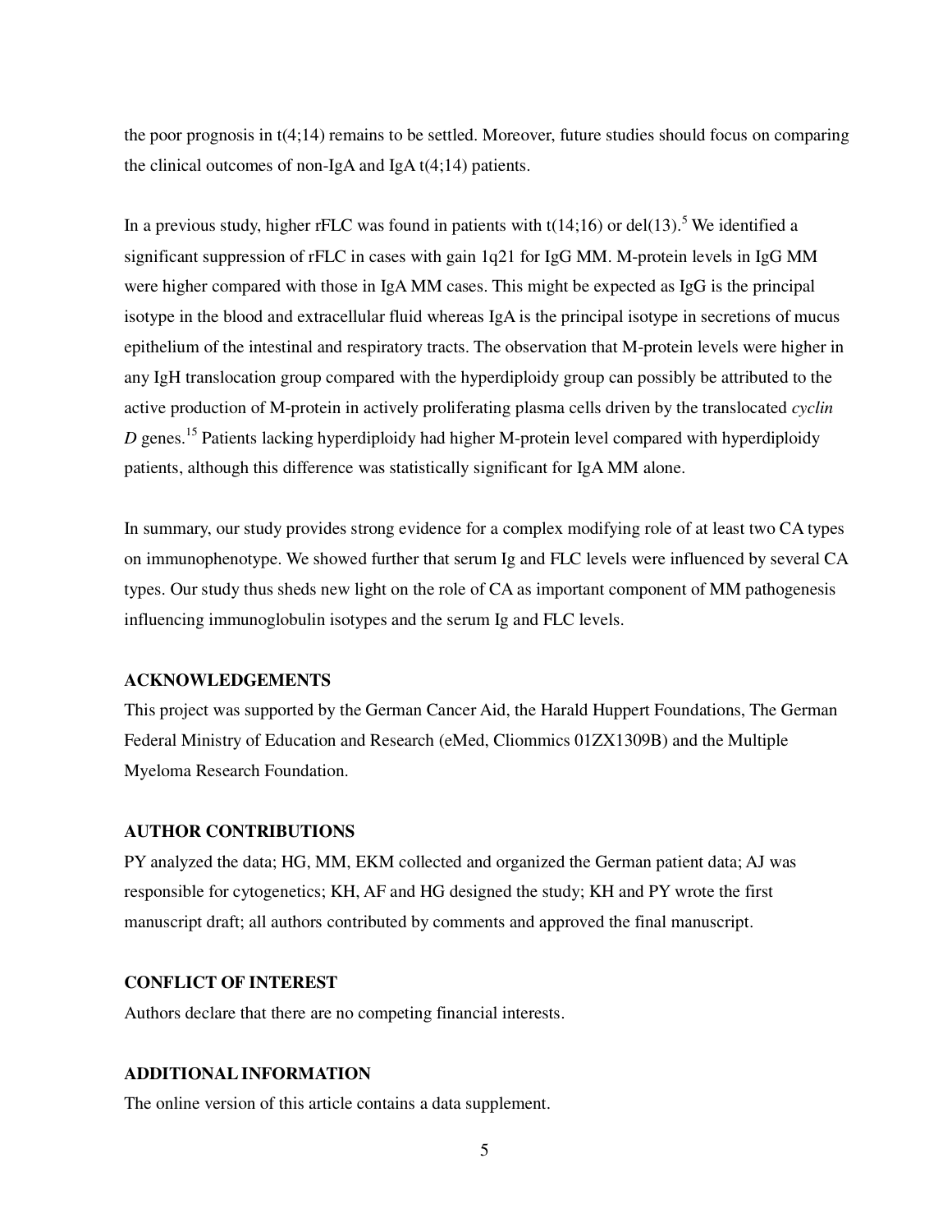the poor prognosis in t(4;14) remains to be settled. Moreover, future studies should focus on comparing the clinical outcomes of non-IgA and IgA t(4;14) patients.

In a previous study, higher rFLC was found in patients with t(14;16) or del(13).[5] We identified a significant suppression of rFLC in cases with gain 1q21 for IgG MM. M-protein levels in IgG MM were higher compared with those in IgA MM cases. This might be expected as IgG is the principal isotype in the blood and extracellular fluid whereas IgA is the principal isotype in secretions of mucus epithelium of the intestinal and respiratory tracts. The observation that M-protein levels were higher in any IgH translocation group compared with the hyperdiploidy group can possibly be attributed to the active production of M-protein in actively proliferating plasma cells driven by the translocated *cyclin D* genes.[15] Patients lacking hyperdiploidy had higher M-protein level compared with hyperdiploidy patients, although this difference was statistically significant for IgA MM alone.

In summary, our study provides strong evidence for a complex modifying role of at least two CA types on immunophenotype. We showed further that serum Ig and FLC levels were influenced by several CA types. Our study thus sheds new light on the role of CA as important component of MM pathogenesis influencing immunoglobulin isotypes and the serum Ig and FLC levels.

## ACKNOWLEDGEMENTS

This project was supported by the German Cancer Aid, the Harald Huppert Foundations, The German Federal Ministry of Education and Research (eMed, Cliommics 01ZX1309B) and the Multiple Myeloma Research Foundation.

## AUTHOR CONTRIBUTIONS

PY analyzed the data; HG, MM, EKM collected and organized the German patient data; AJ was responsible for cytogenetics; KH, AF and HG designed the study; KH and PY wrote the first manuscript draft; all authors contributed by comments and approved the final manuscript.

## CONFLICT OF INTEREST

Authors declare that there are no competing financial interests.

## ADDITIONAL INFORMATION

The online version of this article contains a data supplement.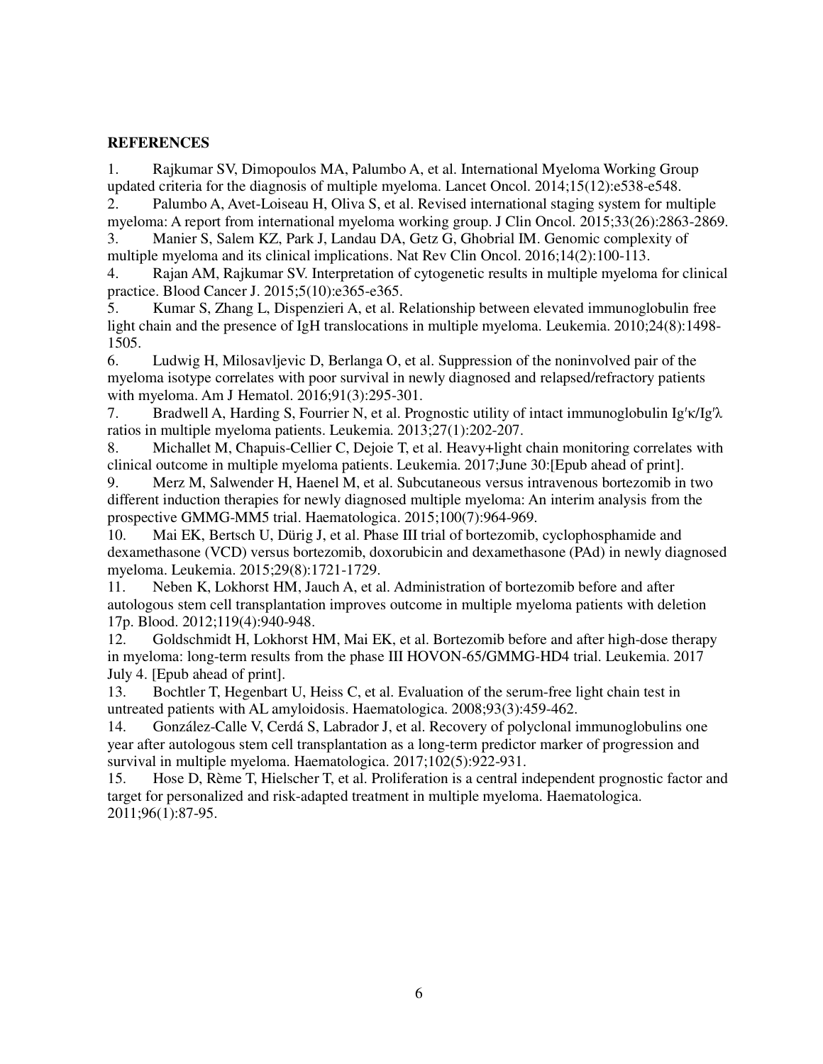**REFERENCES**

1. Rajkumar SV, Dimopoulos MA, Palumbo A, et al. International Myeloma Working Group updated criteria for the diagnosis of multiple myeloma. Lancet Oncol. 2014;15(12):e538-e548.
2. Palumbo A, Avet-Loiseau H, Oliva S, et al. Revised international staging system for multiple myeloma: A report from international myeloma working group. J Clin Oncol. 2015;33(26):2863-2869.
3. Manier S, Salem KZ, Park J, Landau DA, Getz G, Ghobrial IM. Genomic complexity of multiple myeloma and its clinical implications. Nat Rev Clin Oncol. 2016;14(2):100-113.
4. Rajan AM, Rajkumar SV. Interpretation of cytogenetic results in multiple myeloma for clinical practice. Blood Cancer J. 2015;5(10):e365-e365.
5. Kumar S, Zhang L, Dispenzieri A, et al. Relationship between elevated immunoglobulin free light chain and the presence of IgH translocations in multiple myeloma. Leukemia. 2010;24(8):1498-1505.
6. Ludwig H, Milosavljevic D, Berlanga O, et al. Suppression of the noninvolved pair of the myeloma isotype correlates with poor survival in newly diagnosed and relapsed/refractory patients with myeloma. Am J Hematol. 2016;91(3):295-301.
7. Bradwell A, Harding S, Fourrier N, et al. Prognostic utility of intact immunoglobulin Ig′κ/Ig′λ ratios in multiple myeloma patients. Leukemia. 2013;27(1):202-207.
8. Michallet M, Chapuis-Cellier C, Dejoie T, et al. Heavy+light chain monitoring correlates with clinical outcome in multiple myeloma patients. Leukemia. 2017;June 30:[Epub ahead of print].
9. Merz M, Salwender H, Haenel M, et al. Subcutaneous versus intravenous bortezomib in two different induction therapies for newly diagnosed multiple myeloma: An interim analysis from the prospective GMMG-MM5 trial. Haematologica. 2015;100(7):964-969.
10. Mai EK, Bertsch U, Dürig J, et al. Phase III trial of bortezomib, cyclophosphamide and dexamethasone (VCD) versus bortezomib, doxorubicin and dexamethasone (PAd) in newly diagnosed myeloma. Leukemia. 2015;29(8):1721-1729.
11. Neben K, Lokhorst HM, Jauch A, et al. Administration of bortezomib before and after autologous stem cell transplantation improves outcome in multiple myeloma patients with deletion 17p. Blood. 2012;119(4):940-948.
12. Goldschmidt H, Lokhorst HM, Mai EK, et al. Bortezomib before and after high-dose therapy in myeloma: long-term results from the phase III HOVON-65/GMMG-HD4 trial. Leukemia. 2017 July 4. [Epub ahead of print].
13. Bochtler T, Hegenbart U, Heiss C, et al. Evaluation of the serum-free light chain test in untreated patients with AL amyloidosis. Haematologica. 2008;93(3):459-462.
14. González-Calle V, Cerdá S, Labrador J, et al. Recovery of polyclonal immunoglobulins one year after autologous stem cell transplantation as a long-term predictor marker of progression and survival in multiple myeloma. Haematologica. 2017;102(5):922-931.
15. Hose D, Rème T, Hielscher T, et al. Proliferation is a central independent prognostic factor and target for personalized and risk-adapted treatment in multiple myeloma. Haematologica. 2011;96(1):87-95.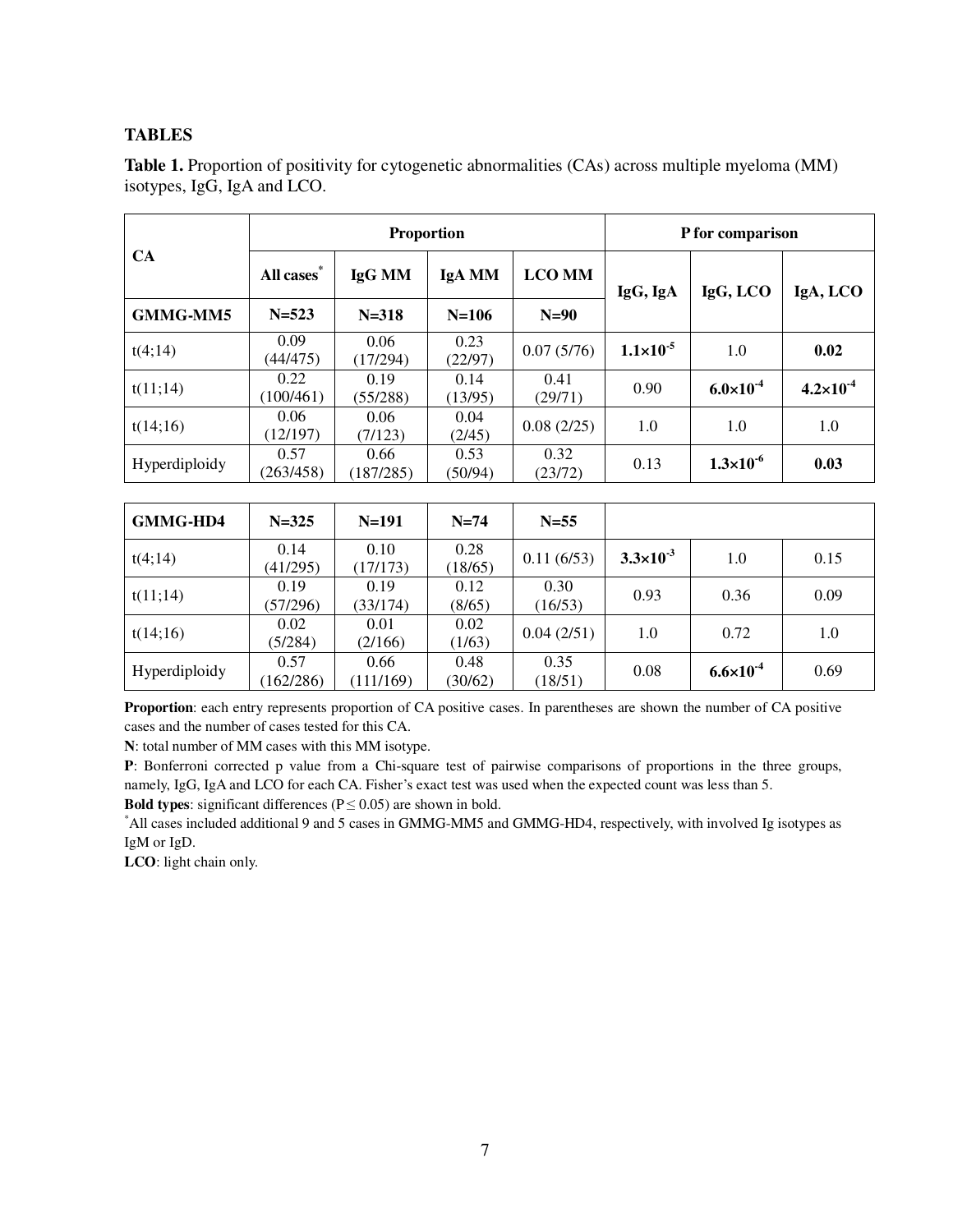## TABLES

**Table 1.** Proportion of positivity for cytogenetic abnormalities (CAs) across multiple myeloma (MM) isotypes, IgG, IgA and LCO.

| CA | Proportion | | | | P for comparison | | |
|---|---|---|---|---|---|---|---|
| | All cases* | IgG MM | IgA MM | LCO MM | IgG, IgA | IgG, LCO | IgA, LCO |
| **GMMG-MM5** | **N=523** | **N=318** | **N=106** | **N=90** | | | |
| t(4;14) | 0.09 (44/475) | 0.06 (17/294) | 0.23 (22/97) | 0.07 (5/76) | **$1.1{\times}10^{-5}$** | 1.0 | **0.02** |
| t(11;14) | 0.22 (100/461) | 0.19 (55/288) | 0.14 (13/95) | 0.41 (29/71) | 0.90 | **$6.0{\times}10^{-4}$** | **$4.2{\times}10^{-4}$** |
| t(14;16) | 0.06 (12/197) | 0.06 (7/123) | 0.04 (2/45) | 0.08 (2/25) | 1.0 | 1.0 | 1.0 |
| Hyperdiploidy | 0.57 (263/458) | 0.66 (187/285) | 0.53 (50/94) | 0.32 (23/72) | 0.13 | **$1.3{\times}10^{-6}$** | **0.03** |
| **GMMG-HD4** | **N=325** | **N=191** | **N=74** | **N=55** | | | |
| t(4;14) | 0.14 (41/295) | 0.10 (17/173) | 0.28 (18/65) | 0.11 (6/53) | **$3.3{\times}10^{-3}$** | 1.0 | 0.15 |
| t(11;14) | 0.19 (57/296) | 0.19 (33/174) | 0.12 (8/65) | 0.30 (16/53) | 0.93 | 0.36 | 0.09 |
| t(14;16) | 0.02 (5/284) | 0.01 (2/166) | 0.02 (1/63) | 0.04 (2/51) | 1.0 | 0.72 | 1.0 |
| Hyperdiploidy | 0.57 (162/286) | 0.66 (111/169) | 0.48 (30/62) | 0.35 (18/51) | 0.08 | **$6.6{\times}10^{-4}$** | 0.69 |

**Proportion**: each entry represents proportion of CA positive cases. In parentheses are shown the number of CA positive cases and the number of cases tested for this CA.

**N**: total number of MM cases with this MM isotype.

**P**: Bonferroni corrected p value from a Chi-square test of pairwise comparisons of proportions in the three groups, namely, IgG, IgA and LCO for each CA. Fisher's exact test was used when the expected count was less than 5.

**Bold types**: significant differences ($P \leq 0.05$) are shown in bold.

*All cases included additional 9 and 5 cases in GMMG-MM5 and GMMG-HD4, respectively, with involved Ig isotypes as IgM or IgD.

**LCO**: light chain only.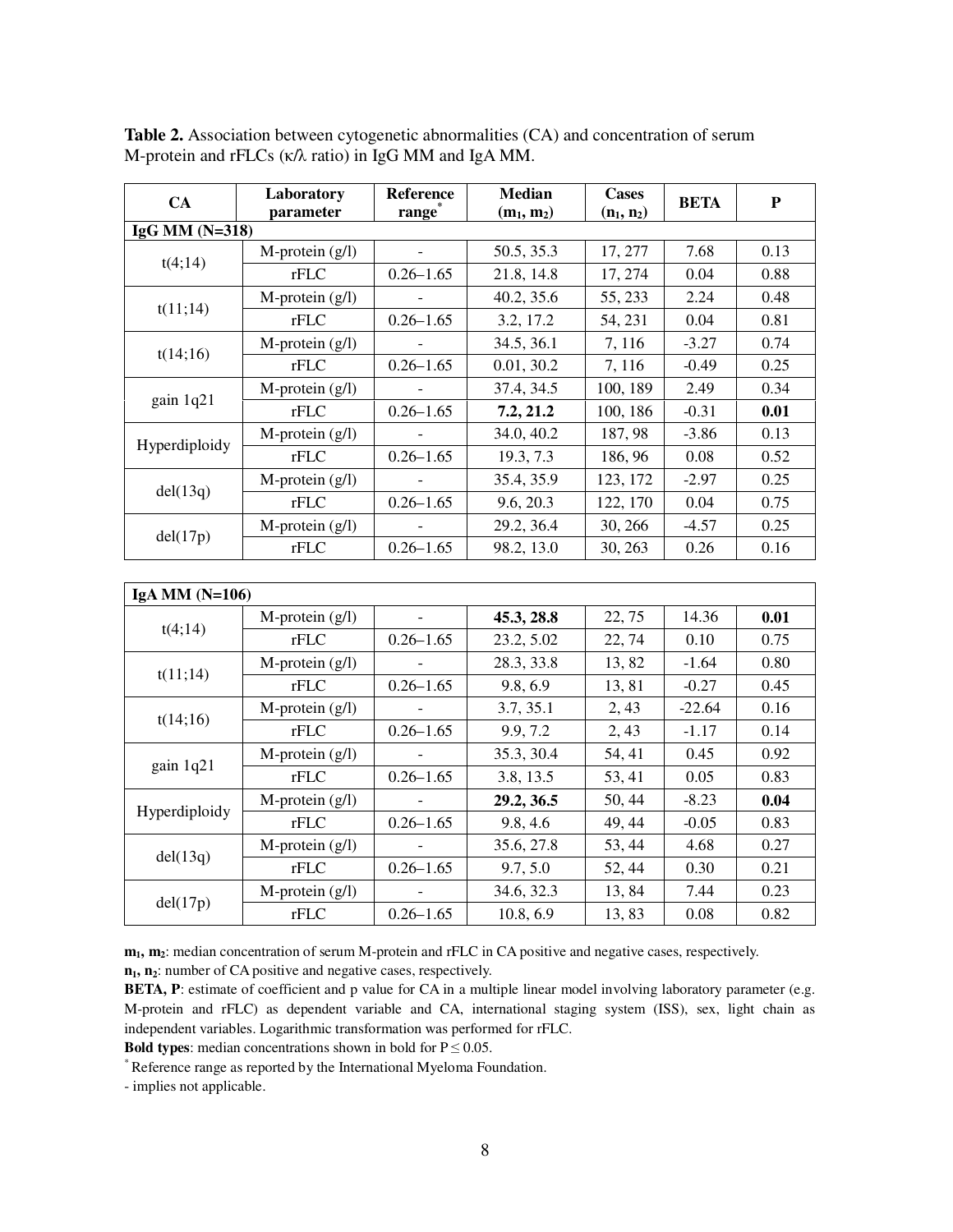**Table 2.** Association between cytogenetic abnormalities (CA) and concentration of serum M-protein and rFLCs (κ/λ ratio) in IgG MM and IgA MM.

| CA | Laboratory parameter | Reference range* | Median ($m_1$, $m_2$) | Cases ($n_1$, $n_2$) | BETA | P |
|---|---|---|---|---|---|---|
| **IgG MM (N=318)** | | | | | | |
| t(4;14) | M-protein (g/l) | - | 50.5, 35.3 | 17, 277 | 7.68 | 0.13 |
| | rFLC | 0.26–1.65 | 21.8, 14.8 | 17, 274 | 0.04 | 0.88 |
| t(11;14) | M-protein (g/l) | - | 40.2, 35.6 | 55, 233 | 2.24 | 0.48 |
| | rFLC | 0.26–1.65 | 3.2, 17.2 | 54, 231 | 0.04 | 0.81 |
| t(14;16) | M-protein (g/l) | - | 34.5, 36.1 | 7, 116 | -3.27 | 0.74 |
| | rFLC | 0.26–1.65 | 0.01, 30.2 | 7, 116 | -0.49 | 0.25 |
| gain 1q21 | M-protein (g/l) | - | 37.4, 34.5 | 100, 189 | 2.49 | 0.34 |
| | rFLC | 0.26–1.65 | **7.2, 21.2** | 100, 186 | -0.31 | **0.01** |
| Hyperdiploidy | M-protein (g/l) | - | 34.0, 40.2 | 187, 98 | -3.86 | 0.13 |
| | rFLC | 0.26–1.65 | 19.3, 7.3 | 186, 96 | 0.08 | 0.52 |
| del(13q) | M-protein (g/l) | - | 35.4, 35.9 | 123, 172 | -2.97 | 0.25 |
| | rFLC | 0.26–1.65 | 9.6, 20.3 | 122, 170 | 0.04 | 0.75 |
| del(17p) | M-protein (g/l) | - | 29.2, 36.4 | 30, 266 | -4.57 | 0.25 |
| | rFLC | 0.26–1.65 | 98.2, 13.0 | 30, 263 | 0.26 | 0.16 |
| **IgA MM (N=106)** | | | | | | |
| t(4;14) | M-protein (g/l) | - | **45.3, 28.8** | 22, 75 | 14.36 | **0.01** |
| | rFLC | 0.26–1.65 | 23.2, 5.02 | 22, 74 | 0.10 | 0.75 |
| t(11;14) | M-protein (g/l) | - | 28.3, 33.8 | 13, 82 | -1.64 | 0.80 |
| | rFLC | 0.26–1.65 | 9.8, 6.9 | 13, 81 | -0.27 | 0.45 |
| t(14;16) | M-protein (g/l) | - | 3.7, 35.1 | 2, 43 | -22.64 | 0.16 |
| | rFLC | 0.26–1.65 | 9.9, 7.2 | 2, 43 | -1.17 | 0.14 |
| gain 1q21 | M-protein (g/l) | - | 35.3, 30.4 | 54, 41 | 0.45 | 0.92 |
| | rFLC | 0.26–1.65 | 3.8, 13.5 | 53, 41 | 0.05 | 0.83 |
| Hyperdiploidy | M-protein (g/l) | - | **29.2, 36.5** | 50, 44 | -8.23 | **0.04** |
| | rFLC | 0.26–1.65 | 9.8, 4.6 | 49, 44 | -0.05 | 0.83 |
| del(13q) | M-protein (g/l) | - | 35.6, 27.8 | 53, 44 | 4.68 | 0.27 |
| | rFLC | 0.26–1.65 | 9.7, 5.0 | 52, 44 | 0.30 | 0.21 |
| del(17p) | M-protein (g/l) | - | 34.6, 32.3 | 13, 84 | 7.44 | 0.23 |
| | rFLC | 0.26–1.65 | 10.8, 6.9 | 13, 83 | 0.08 | 0.82 |

**$m_1$, $m_2$**: median concentration of serum M-protein and rFLC in CA positive and negative cases, respectively.

**$n_1$, $n_2$**: number of CA positive and negative cases, respectively.

**BETA, P**: estimate of coefficient and p value for CA in a multiple linear model involving laboratory parameter (e.g. M-protein and rFLC) as dependent variable and CA, international staging system (ISS), sex, light chain as independent variables. Logarithmic transformation was performed for rFLC.

**Bold types**: median concentrations shown in bold for $P \leq 0.05$.

* Reference range as reported by the International Myeloma Foundation.

- implies not applicable.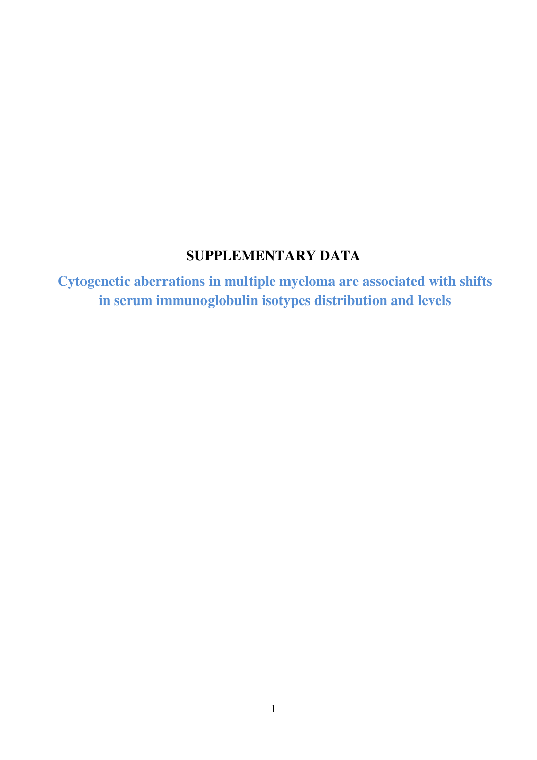# SUPPLEMENTARY DATA

## Cytogenetic aberrations in multiple myeloma are associated with shifts in serum immunoglobulin isotypes distribution and levels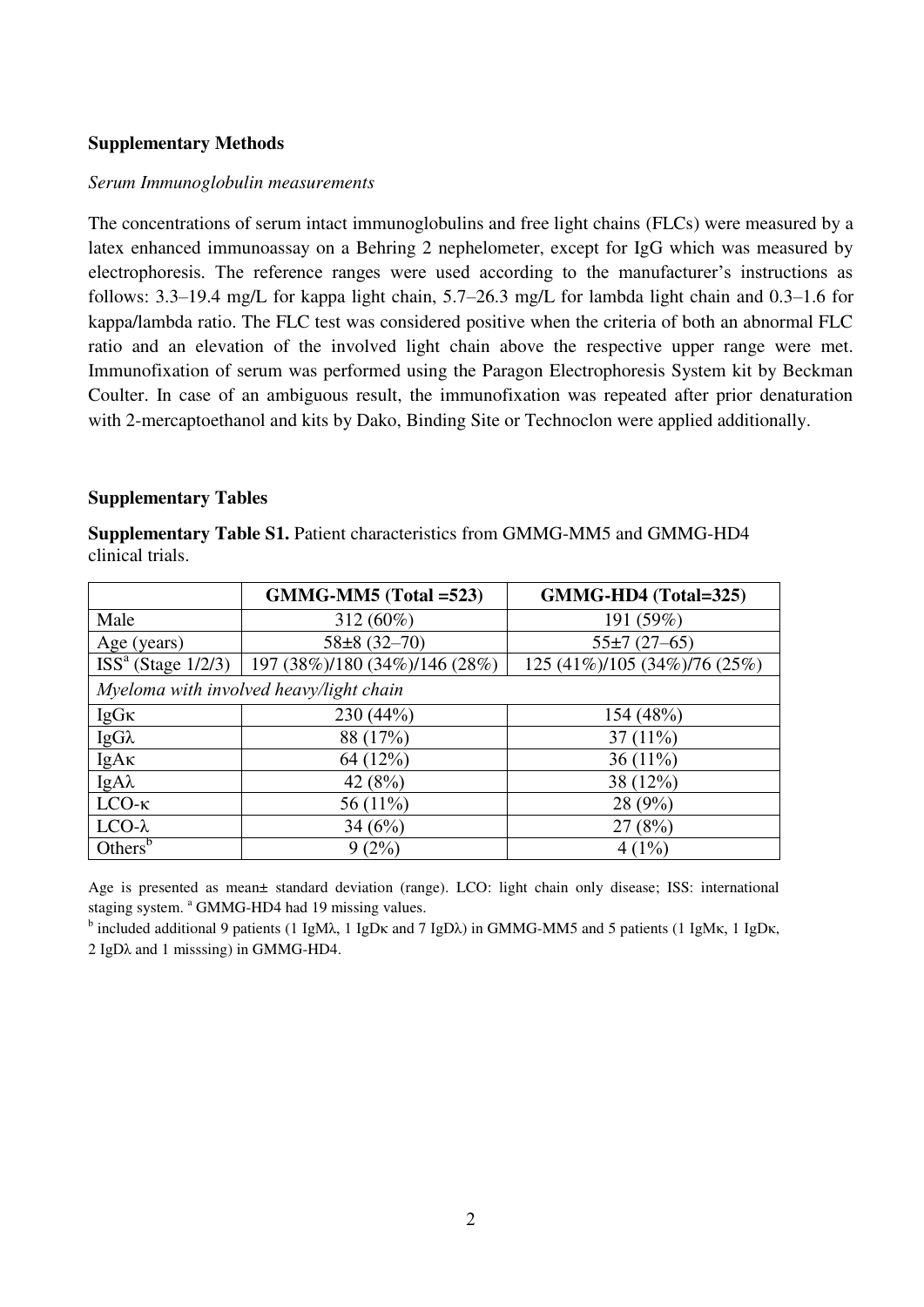**Supplementary Methods**

*Serum Immunoglobulin measurements*

The concentrations of serum intact immunoglobulins and free light chains (FLCs) were measured by a latex enhanced immunoassay on a Behring 2 nephelometer, except for IgG which was measured by electrophoresis. The reference ranges were used according to the manufacturer's instructions as follows: 3.3–19.4 mg/L for kappa light chain, 5.7–26.3 mg/L for lambda light chain and 0.3–1.6 for kappa/lambda ratio. The FLC test was considered positive when the criteria of both an abnormal FLC ratio and an elevation of the involved light chain above the respective upper range were met. Immunofixation of serum was performed using the Paragon Electrophoresis System kit by Beckman Coulter. In case of an ambiguous result, the immunofixation was repeated after prior denaturation with 2-mercaptoethanol and kits by Dako, Binding Site or Technoclon were applied additionally.

**Supplementary Tables**

**Supplementary Table S1.** Patient characteristics from GMMG-MM5 and GMMG-HD4 clinical trials.

| | GMMG-MM5 (Total =523) | GMMG-HD4 (Total=325) |
|---|---|---|
| Male | 312 (60%) | 191 (59%) |
| Age (years) | 58±8 (32–70) | 55±7 (27–65) |
| ISS[a] (Stage 1/2/3) | 197 (38%)/180 (34%)/146 (28%) | 125 (41%)/105 (34%)/76 (25%) |
| *Myeloma with involved heavy/light chain* | | |
| IgGκ | 230 (44%) | 154 (48%) |
| IgGλ | 88 (17%) | 37 (11%) |
| IgAκ | 64 (12%) | 36 (11%) |
| IgAλ | 42 (8%) | 38 (12%) |
| LCO-κ | 56 (11%) | 28 (9%) |
| LCO-λ | 34 (6%) | 27 (8%) |
| Others[b] | 9 (2%) | 4 (1%) |

Age is presented as mean± standard deviation (range). LCO: light chain only disease; ISS: international staging system. [a] GMMG-HD4 had 19 missing values.

[b] included additional 9 patients (1 IgMλ, 1 IgDκ and 7 IgDλ) in GMMG-MM5 and 5 patients (1 IgMκ, 1 IgDκ, 2 IgDλ and 1 misssing) in GMMG-HD4.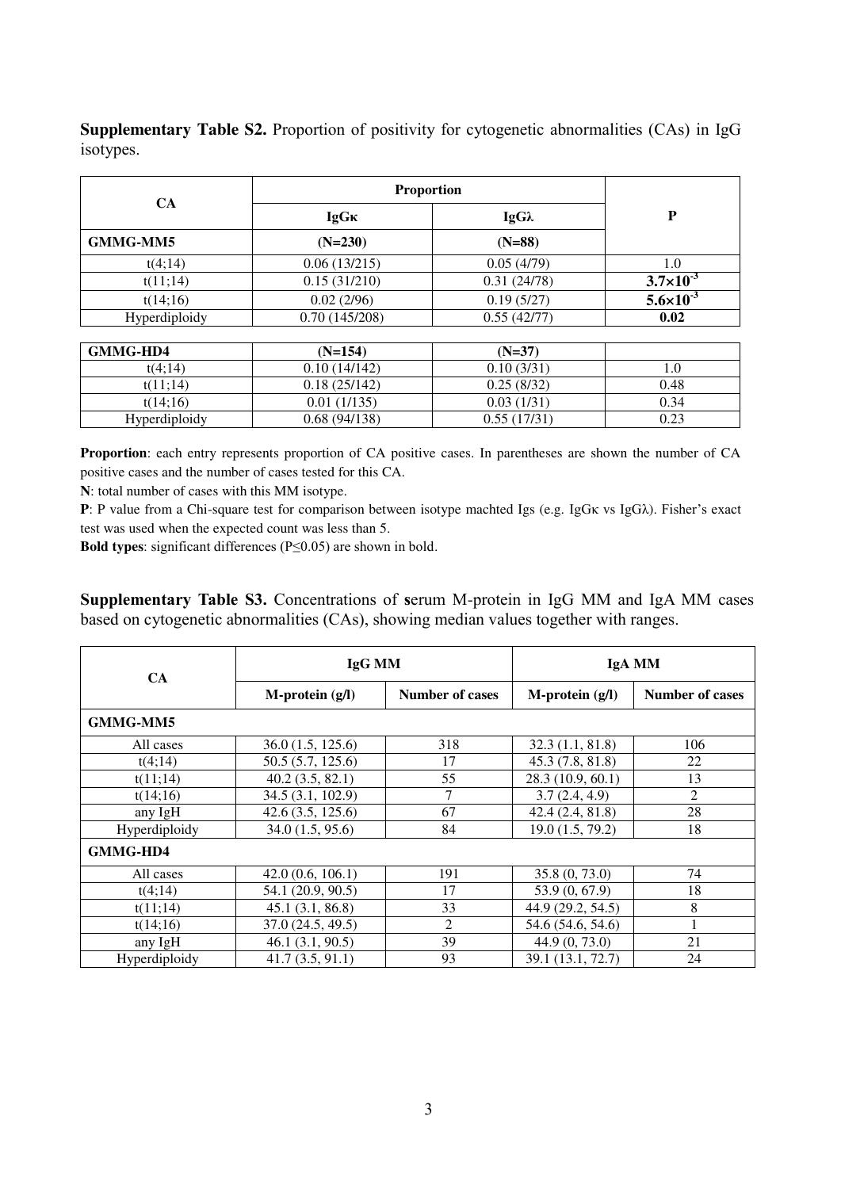**Supplementary Table S2.** Proportion of positivity for cytogenetic abnormalities (CAs) in IgG isotypes.

| CA | Proportion | | P |
|---|---|---|---|
| | IgGκ | IgGλ | |
| **GMMG-MM5** | **(N=230)** | **(N=88)** | |
| t(4;14) | 0.06 (13/215) | 0.05 (4/79) | 1.0 |
| t(11;14) | 0.15 (31/210) | 0.31 (24/78) | $\mathbf{3.7{\times}10^{-3}}$ |
| t(14;16) | 0.02 (2/96) | 0.19 (5/27) | $\mathbf{5.6{\times}10^{-3}}$ |
| Hyperdiploidy | 0.70 (145/208) | 0.55 (42/77) | **0.02** |
| **GMMG-HD4** | **(N=154)** | **(N=37)** | |
| t(4;14) | 0.10 (14/142) | 0.10 (3/31) | 1.0 |
| t(11;14) | 0.18 (25/142) | 0.25 (8/32) | 0.48 |
| t(14;16) | 0.01 (1/135) | 0.03 (1/31) | 0.34 |
| Hyperdiploidy | 0.68 (94/138) | 0.55 (17/31) | 0.23 |

**Proportion**: each entry represents proportion of CA positive cases. In parentheses are shown the number of CA positive cases and the number of cases tested for this CA.

**N**: total number of cases with this MM isotype.

**P**: P value from a Chi-square test for comparison between isotype machted Igs (e.g. IgGκ vs IgGλ). Fisher's exact test was used when the expected count was less than 5.

**Bold types**: significant differences (P≤0.05) are shown in bold.

**Supplementary Table S3.** Concentrations of **s**erum M-protein in IgG MM and IgA MM cases based on cytogenetic abnormalities (CAs), showing median values together with ranges.

| CA | IgG MM | | IgA MM | |
|---|---|---|---|---|
| | M-protein (g/l) | Number of cases | M-protein (g/l) | Number of cases |
| **GMMG-MM5** | | | | |
| All cases | 36.0 (1.5, 125.6) | 318 | 32.3 (1.1, 81.8) | 106 |
| t(4;14) | 50.5 (5.7, 125.6) | 17 | 45.3 (7.8, 81.8) | 22 |
| t(11;14) | 40.2 (3.5, 82.1) | 55 | 28.3 (10.9, 60.1) | 13 |
| t(14;16) | 34.5 (3.1, 102.9) | 7 | 3.7 (2.4, 4.9) | 2 |
| any IgH | 42.6 (3.5, 125.6) | 67 | 42.4 (2.4, 81.8) | 28 |
| Hyperdiploidy | 34.0 (1.5, 95.6) | 84 | 19.0 (1.5, 79.2) | 18 |
| **GMMG-HD4** | | | | |
| All cases | 42.0 (0.6, 106.1) | 191 | 35.8 (0, 73.0) | 74 |
| t(4;14) | 54.1 (20.9, 90.5) | 17 | 53.9 (0, 67.9) | 18 |
| t(11;14) | 45.1 (3.1, 86.8) | 33 | 44.9 (29.2, 54.5) | 8 |
| t(14;16) | 37.0 (24.5, 49.5) | 2 | 54.6 (54.6, 54.6) | 1 |
| any IgH | 46.1 (3.1, 90.5) | 39 | 44.9 (0, 73.0) | 21 |
| Hyperdiploidy | 41.7 (3.5, 91.1) | 93 | 39.1 (13.1, 72.7) | 24 |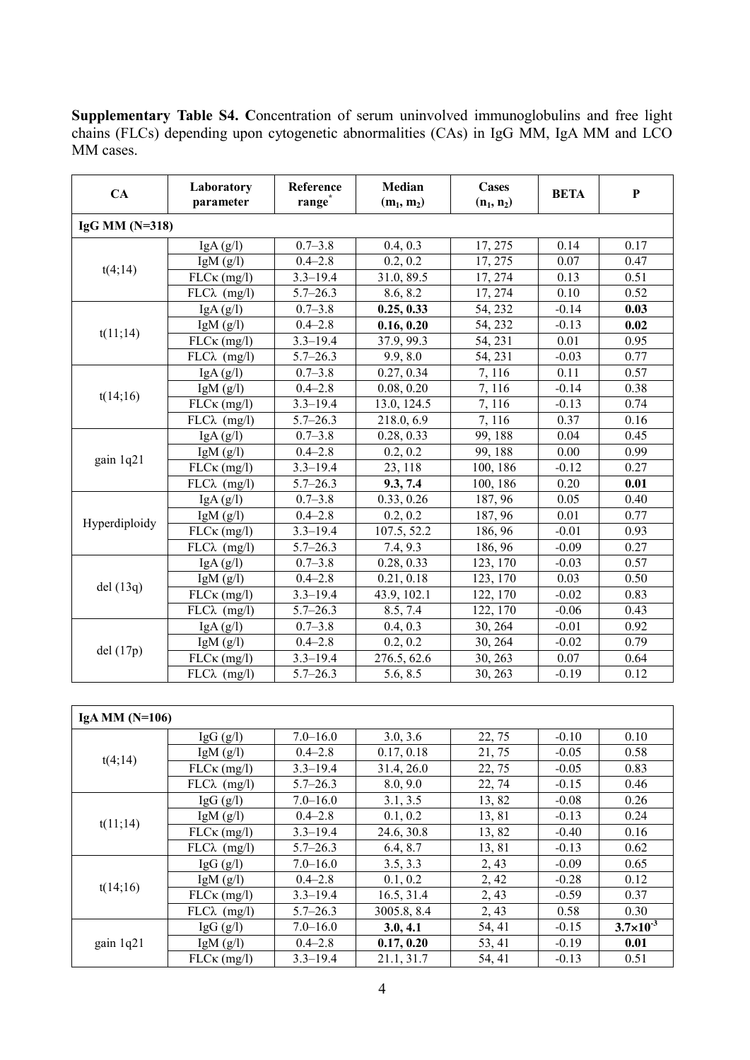**Supplementary Table S4. C**oncentration of serum uninvolved immunoglobulins and free light chains (FLCs) depending upon cytogenetic abnormalities (CAs) in IgG MM, IgA MM and LCO MM cases.

| CA | Laboratory parameter | Reference range* | Median ($m_1$, $m_2$) | Cases ($n_1$, $n_2$) | BETA | P |
|---|---|---|---|---|---|---|
| **IgG MM (N=318)** | | | | | | |
| t(4;14) | IgA (g/l) | 0.7–3.8 | 0.4, 0.3 | 17, 275 | 0.14 | 0.17 |
| | IgM (g/l) | 0.4–2.8 | 0.2, 0.2 | 17, 275 | 0.07 | 0.47 |
| | FLCκ (mg/l) | 3.3–19.4 | 31.0, 89.5 | 17, 274 | 0.13 | 0.51 |
| | FLCλ (mg/l) | 5.7–26.3 | 8.6, 8.2 | 17, 274 | 0.10 | 0.52 |
| t(11;14) | IgA (g/l) | 0.7–3.8 | **0.25, 0.33** | 54, 232 | -0.14 | **0.03** |
| | IgM (g/l) | 0.4–2.8 | **0.16, 0.20** | 54, 232 | -0.13 | **0.02** |
| | FLCκ (mg/l) | 3.3–19.4 | 37.9, 99.3 | 54, 231 | 0.01 | 0.95 |
| | FLCλ (mg/l) | 5.7–26.3 | 9.9, 8.0 | 54, 231 | -0.03 | 0.77 |
| t(14;16) | IgA (g/l) | 0.7–3.8 | 0.27, 0.34 | 7, 116 | 0.11 | 0.57 |
| | IgM (g/l) | 0.4–2.8 | 0.08, 0.20 | 7, 116 | -0.14 | 0.38 |
| | FLCκ (mg/l) | 3.3–19.4 | 13.0, 124.5 | 7, 116 | -0.13 | 0.74 |
| | FLCλ (mg/l) | 5.7–26.3 | 218.0, 6.9 | 7, 116 | 0.37 | 0.16 |
| gain 1q21 | IgA (g/l) | 0.7–3.8 | 0.28, 0.33 | 99, 188 | 0.04 | 0.45 |
| | IgM (g/l) | 0.4–2.8 | 0.2, 0.2 | 99, 188 | 0.00 | 0.99 |
| | FLCκ (mg/l) | 3.3–19.4 | 23, 118 | 100, 186 | -0.12 | 0.27 |
| | FLCλ (mg/l) | 5.7–26.3 | **9.3, 7.4** | 100, 186 | 0.20 | **0.01** |
| Hyperdiploidy | IgA (g/l) | 0.7–3.8 | 0.33, 0.26 | 187, 96 | 0.05 | 0.40 |
| | IgM (g/l) | 0.4–2.8 | 0.2, 0.2 | 187, 96 | 0.01 | 0.77 |
| | FLCκ (mg/l) | 3.3–19.4 | 107.5, 52.2 | 186, 96 | -0.01 | 0.93 |
| | FLCλ (mg/l) | 5.7–26.3 | 7.4, 9.3 | 186, 96 | -0.09 | 0.27 |
| del (13q) | IgA (g/l) | 0.7–3.8 | 0.28, 0.33 | 123, 170 | -0.03 | 0.57 |
| | IgM (g/l) | 0.4–2.8 | 0.21, 0.18 | 123, 170 | 0.03 | 0.50 |
| | FLCκ (mg/l) | 3.3–19.4 | 43.9, 102.1 | 122, 170 | -0.02 | 0.83 |
| | FLCλ (mg/l) | 5.7–26.3 | 8.5, 7.4 | 122, 170 | -0.06 | 0.43 |
| del (17p) | IgA (g/l) | 0.7–3.8 | 0.4, 0.3 | 30, 264 | -0.01 | 0.92 |
| | IgM (g/l) | 0.4–2.8 | 0.2, 0.2 | 30, 264 | -0.02 | 0.79 |
| | FLCκ (mg/l) | 3.3–19.4 | 276.5, 62.6 | 30, 263 | 0.07 | 0.64 |
| | FLCλ (mg/l) | 5.7–26.3 | 5.6, 8.5 | 30, 263 | -0.19 | 0.12 |
| **IgA MM (N=106)** | | | | | | |
| t(4;14) | IgG (g/l) | 7.0–16.0 | 3.0, 3.6 | 22, 75 | -0.10 | 0.10 |
| | IgM (g/l) | 0.4–2.8 | 0.17, 0.18 | 21, 75 | -0.05 | 0.58 |
| | FLCκ (mg/l) | 3.3–19.4 | 31.4, 26.0 | 22, 75 | -0.05 | 0.83 |
| | FLCλ (mg/l) | 5.7–26.3 | 8.0, 9.0 | 22, 74 | -0.15 | 0.46 |
| t(11;14) | IgG (g/l) | 7.0–16.0 | 3.1, 3.5 | 13, 82 | -0.08 | 0.26 |
| | IgM (g/l) | 0.4–2.8 | 0.1, 0.2 | 13, 81 | -0.13 | 0.24 |
| | FLCκ (mg/l) | 3.3–19.4 | 24.6, 30.8 | 13, 82 | -0.40 | 0.16 |
| | FLCλ (mg/l) | 5.7–26.3 | 6.4, 8.7 | 13, 81 | -0.13 | 0.62 |
| t(14;16) | IgG (g/l) | 7.0–16.0 | 3.5, 3.3 | 2, 43 | -0.09 | 0.65 |
| | IgM (g/l) | 0.4–2.8 | 0.1, 0.2 | 2, 42 | -0.28 | 0.12 |
| | FLCκ (mg/l) | 3.3–19.4 | 16.5, 31.4 | 2, 43 | -0.59 | 0.37 |
| | FLCλ (mg/l) | 5.7–26.3 | 3005.8, 8.4 | 2, 43 | 0.58 | 0.30 |
| gain 1q21 | IgG (g/l) | 7.0–16.0 | **3.0, 4.1** | 54, 41 | -0.15 | **$3.7{\times}10^{-3}$** |
| | IgM (g/l) | 0.4–2.8 | **0.17, 0.20** | 53, 41 | -0.19 | **0.01** |
| | FLCκ (mg/l) | 3.3–19.4 | 21.1, 31.7 | 54, 41 | -0.13 | 0.51 |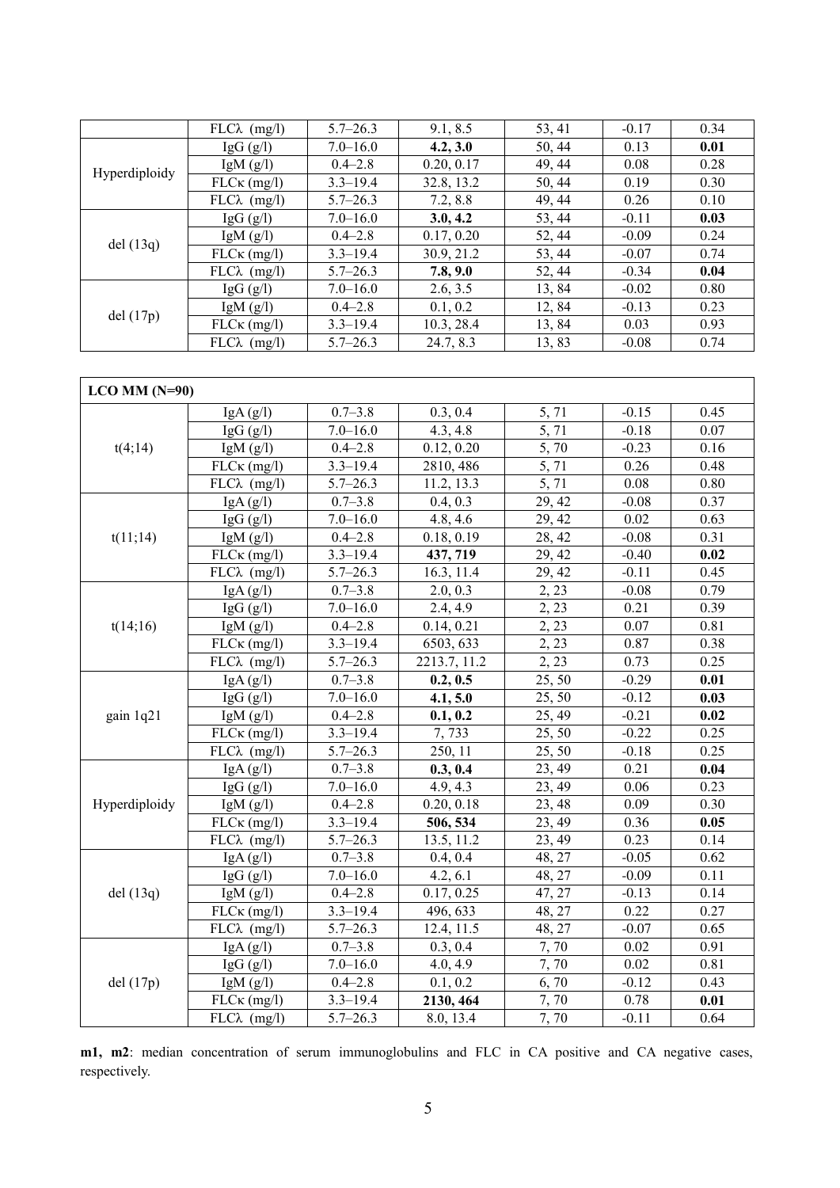| | FLCλ (mg/l) | 5.7–26.3 | 9.1, 8.5 | 53, 41 | -0.17 | 0.34 |
|---|---|---|---|---|---|---|
| Hyperdiploidy | IgG (g/l) | 7.0–16.0 | **4.2, 3.0** | 50, 44 | 0.13 | **0.01** |
| | IgM (g/l) | 0.4–2.8 | 0.20, 0.17 | 49, 44 | 0.08 | 0.28 |
| | FLCκ (mg/l) | 3.3–19.4 | 32.8, 13.2 | 50, 44 | 0.19 | 0.30 |
| | FLCλ (mg/l) | 5.7–26.3 | 7.2, 8.8 | 49, 44 | 0.26 | 0.10 |
| del (13q) | IgG (g/l) | 7.0–16.0 | **3.0, 4.2** | 53, 44 | -0.11 | **0.03** |
| | IgM (g/l) | 0.4–2.8 | 0.17, 0.20 | 52, 44 | -0.09 | 0.24 |
| | FLCκ (mg/l) | 3.3–19.4 | 30.9, 21.2 | 53, 44 | -0.07 | 0.74 |
| | FLCλ (mg/l) | 5.7–26.3 | **7.8, 9.0** | 52, 44 | -0.34 | **0.04** |
| del (17p) | IgG (g/l) | 7.0–16.0 | 2.6, 3.5 | 13, 84 | -0.02 | 0.80 |
| | IgM (g/l) | 0.4–2.8 | 0.1, 0.2 | 12, 84 | -0.13 | 0.23 |
| | FLCκ (mg/l) | 3.3–19.4 | 10.3, 28.4 | 13, 84 | 0.03 | 0.93 |
| | FLCλ (mg/l) | 5.7–26.3 | 24.7, 8.3 | 13, 83 | -0.08 | 0.74 |

| **LCO MM (N=90)** | | | | | | |
|---|---|---|---|---|---|---|
| t(4;14) | IgA (g/l) | 0.7–3.8 | 0.3, 0.4 | 5, 71 | -0.15 | 0.45 |
| | IgG (g/l) | 7.0–16.0 | 4.3, 4.8 | 5, 71 | -0.18 | 0.07 |
| | IgM (g/l) | 0.4–2.8 | 0.12, 0.20 | 5, 70 | -0.23 | 0.16 |
| | FLCκ (mg/l) | 3.3–19.4 | 2810, 486 | 5, 71 | 0.26 | 0.48 |
| | FLCλ (mg/l) | 5.7–26.3 | 11.2, 13.3 | 5, 71 | 0.08 | 0.80 |
| t(11;14) | IgA (g/l) | 0.7–3.8 | 0.4, 0.3 | 29, 42 | -0.08 | 0.37 |
| | IgG (g/l) | 7.0–16.0 | 4.8, 4.6 | 29, 42 | 0.02 | 0.63 |
| | IgM (g/l) | 0.4–2.8 | 0.18, 0.19 | 28, 42 | -0.08 | 0.31 |
| | FLCκ (mg/l) | 3.3–19.4 | **437, 719** | 29, 42 | -0.40 | **0.02** |
| | FLCλ (mg/l) | 5.7–26.3 | 16.3, 11.4 | 29, 42 | -0.11 | 0.45 |
| t(14;16) | IgA (g/l) | 0.7–3.8 | 2.0, 0.3 | 2, 23 | -0.08 | 0.79 |
| | IgG (g/l) | 7.0–16.0 | 2.4, 4.9 | 2, 23 | 0.21 | 0.39 |
| | IgM (g/l) | 0.4–2.8 | 0.14, 0.21 | 2, 23 | 0.07 | 0.81 |
| | FLCκ (mg/l) | 3.3–19.4 | 6503, 633 | 2, 23 | 0.87 | 0.38 |
| | FLCλ (mg/l) | 5.7–26.3 | 2213.7, 11.2 | 2, 23 | 0.73 | 0.25 |
| gain 1q21 | IgA (g/l) | 0.7–3.8 | **0.2, 0.5** | 25, 50 | -0.29 | **0.01** |
| | IgG (g/l) | 7.0–16.0 | **4.1, 5.0** | 25, 50 | -0.12 | **0.03** |
| | IgM (g/l) | 0.4–2.8 | **0.1, 0.2** | 25, 49 | -0.21 | **0.02** |
| | FLCκ (mg/l) | 3.3–19.4 | 7, 733 | 25, 50 | -0.22 | 0.25 |
| | FLCλ (mg/l) | 5.7–26.3 | 250, 11 | 25, 50 | -0.18 | 0.25 |
| Hyperdiploidy | IgA (g/l) | 0.7–3.8 | **0.3, 0.4** | 23, 49 | 0.21 | **0.04** |
| | IgG (g/l) | 7.0–16.0 | 4.9, 4.3 | 23, 49 | 0.06 | 0.23 |
| | IgM (g/l) | 0.4–2.8 | 0.20, 0.18 | 23, 48 | 0.09 | 0.30 |
| | FLCκ (mg/l) | 3.3–19.4 | **506, 534** | 23, 49 | 0.36 | **0.05** |
| | FLCλ (mg/l) | 5.7–26.3 | 13.5, 11.2 | 23, 49 | 0.23 | 0.14 |
| del (13q) | IgA (g/l) | 0.7–3.8 | 0.4, 0.4 | 48, 27 | -0.05 | 0.62 |
| | IgG (g/l) | 7.0–16.0 | 4.2, 6.1 | 48, 27 | -0.09 | 0.11 |
| | IgM (g/l) | 0.4–2.8 | 0.17, 0.25 | 47, 27 | -0.13 | 0.14 |
| | FLCκ (mg/l) | 3.3–19.4 | 496, 633 | 48, 27 | 0.22 | 0.27 |
| | FLCλ (mg/l) | 5.7–26.3 | 12.4, 11.5 | 48, 27 | -0.07 | 0.65 |
| del (17p) | IgA (g/l) | 0.7–3.8 | 0.3, 0.4 | 7, 70 | 0.02 | 0.91 |
| | IgG (g/l) | 7.0–16.0 | 4.0, 4.9 | 7, 70 | 0.02 | 0.81 |
| | IgM (g/l) | 0.4–2.8 | 0.1, 0.2 | 6, 70 | -0.12 | 0.43 |
| | FLCκ (mg/l) | 3.3–19.4 | **2130, 464** | 7, 70 | 0.78 | **0.01** |
| | FLCλ (mg/l) | 5.7–26.3 | 8.0, 13.4 | 7, 70 | -0.11 | 0.64 |

**m1, m2**: median concentration of serum immunoglobulins and FLC in CA positive and CA negative cases, respectively.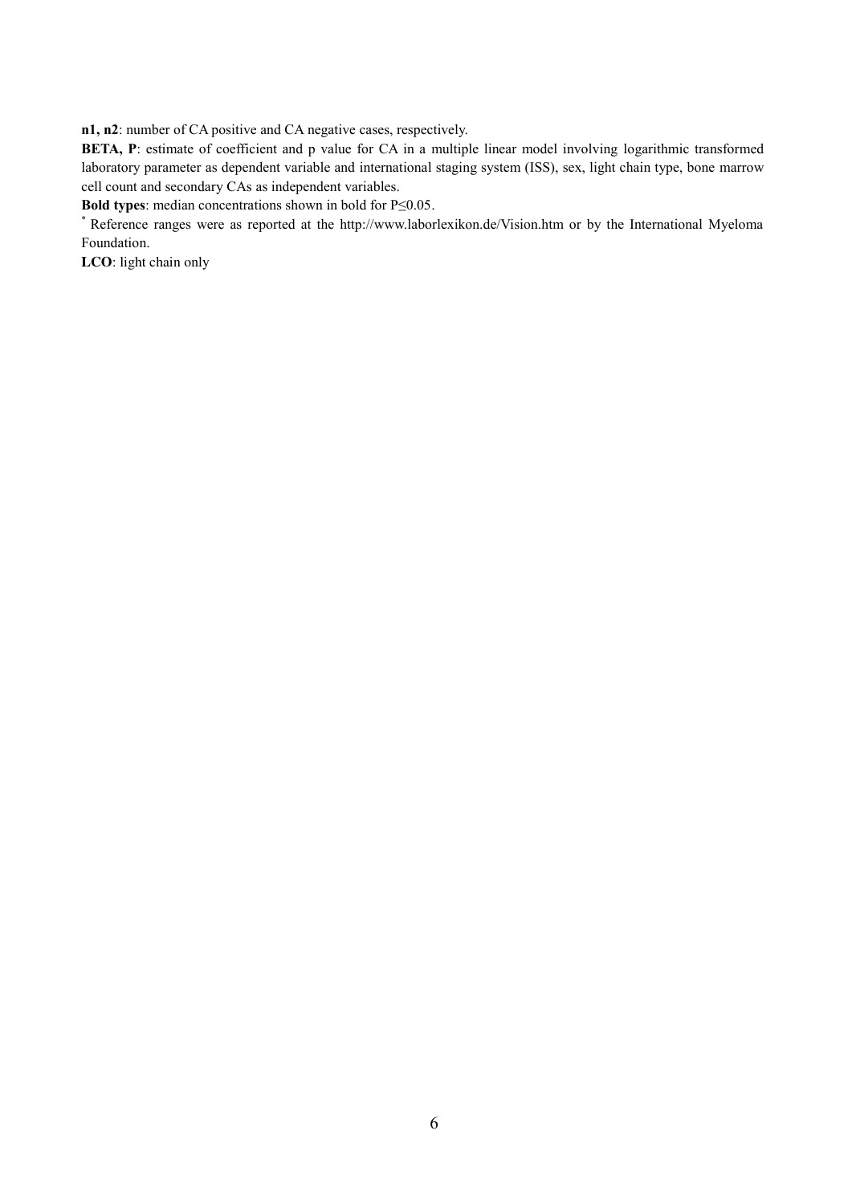**n1, n2**: number of CA positive and CA negative cases, respectively.

**BETA, P**: estimate of coefficient and p value for CA in a multiple linear model involving logarithmic transformed laboratory parameter as dependent variable and international staging system (ISS), sex, light chain type, bone marrow cell count and secondary CAs as independent variables.

**Bold types**: median concentrations shown in bold for $P \leq 0.05$.

[*] Reference ranges were as reported at the http://www.laborlexikon.de/Vision.htm or by the International Myeloma Foundation.

**LCO**: light chain only